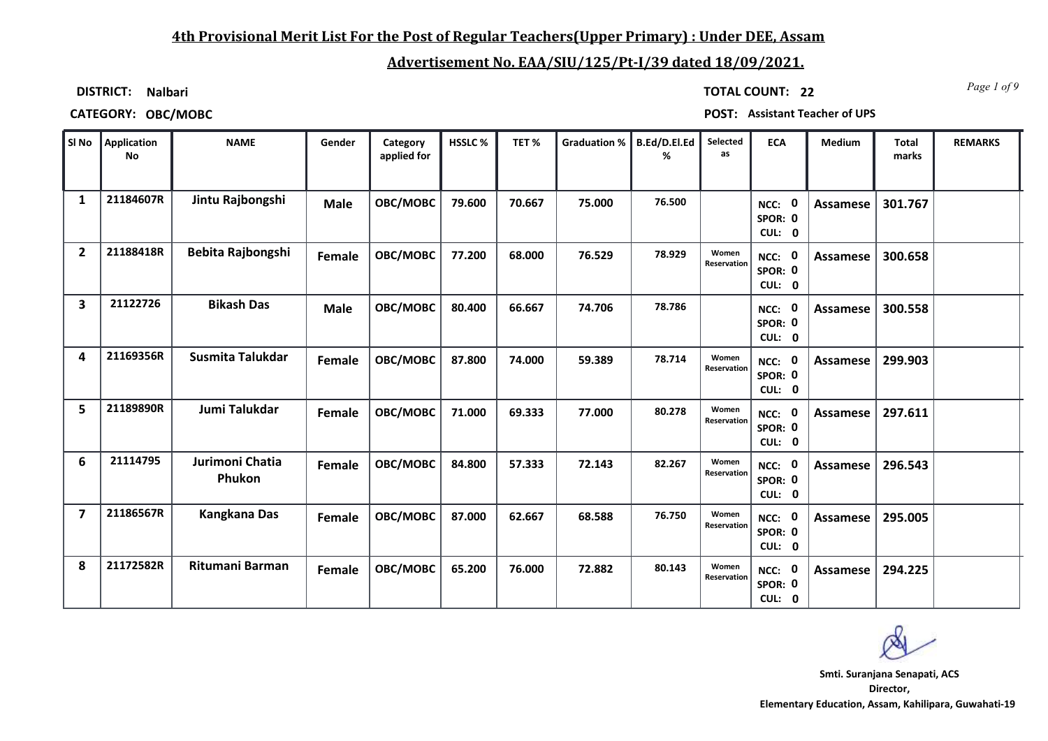## 4th Provisional Merit List For the Post of Regular Teachers(Upper Primary) : Under DEE, Assam

## Advertisement No. EAA/SIU/125/Pt-I/39 dated 18/09/2021.

**DISTRICT:** Nalbari

**TOTAL COUNT:** 22

**CATEGORY:** OBC/MOBC

**POST:** Assistant Teacher of UPS

| Sl No | Application No | NAME | Gender | Category applied for | HSSLC % | TET % | Graduation % | B.Ed/D.El.Ed % | Selected as | ECA | Medium | Total marks | REMARKS |
|---|---|---|---|---|---|---|---|---|---|---|---|---|---|
| 1 | 21184607R | Jintu Rajbongshi | Male | OBC/MOBC | 79.600 | 70.667 | 75.000 | 76.500 | | NCC: 0 SPOR: 0 CUL: 0 | Assamese | 301.767 | |
| 2 | 21188418R | Bebita Rajbongshi | Female | OBC/MOBC | 77.200 | 68.000 | 76.529 | 78.929 | Women Reservation | NCC: 0 SPOR: 0 CUL: 0 | Assamese | 300.658 | |
| 3 | 21122726 | Bikash Das | Male | OBC/MOBC | 80.400 | 66.667 | 74.706 | 78.786 | | NCC: 0 SPOR: 0 CUL: 0 | Assamese | 300.558 | |
| 4 | 21169356R | Susmita Talukdar | Female | OBC/MOBC | 87.800 | 74.000 | 59.389 | 78.714 | Women Reservation | NCC: 0 SPOR: 0 CUL: 0 | Assamese | 299.903 | |
| 5 | 21189890R | Jumi Talukdar | Female | OBC/MOBC | 71.000 | 69.333 | 77.000 | 80.278 | Women Reservation | NCC: 0 SPOR: 0 CUL: 0 | Assamese | 297.611 | |
| 6 | 21114795 | Jurimoni Chatia Phukon | Female | OBC/MOBC | 84.800 | 57.333 | 72.143 | 82.267 | Women Reservation | NCC: 0 SPOR: 0 CUL: 0 | Assamese | 296.543 | |
| 7 | 21186567R | Kangkana Das | Female | OBC/MOBC | 87.000 | 62.667 | 68.588 | 76.750 | Women Reservation | NCC: 0 SPOR: 0 CUL: 0 | Assamese | 295.005 | |
| 8 | 21172582R | Ritumani Barman | Female | OBC/MOBC | 65.200 | 76.000 | 72.882 | 80.143 | Women Reservation | NCC: 0 SPOR: 0 CUL: 0 | Assamese | 294.225 | |

**Smti. Suranjana Senapati, ACS**
**Director,**
**Elementary Education, Assam, Kahilipara, Guwahati-19**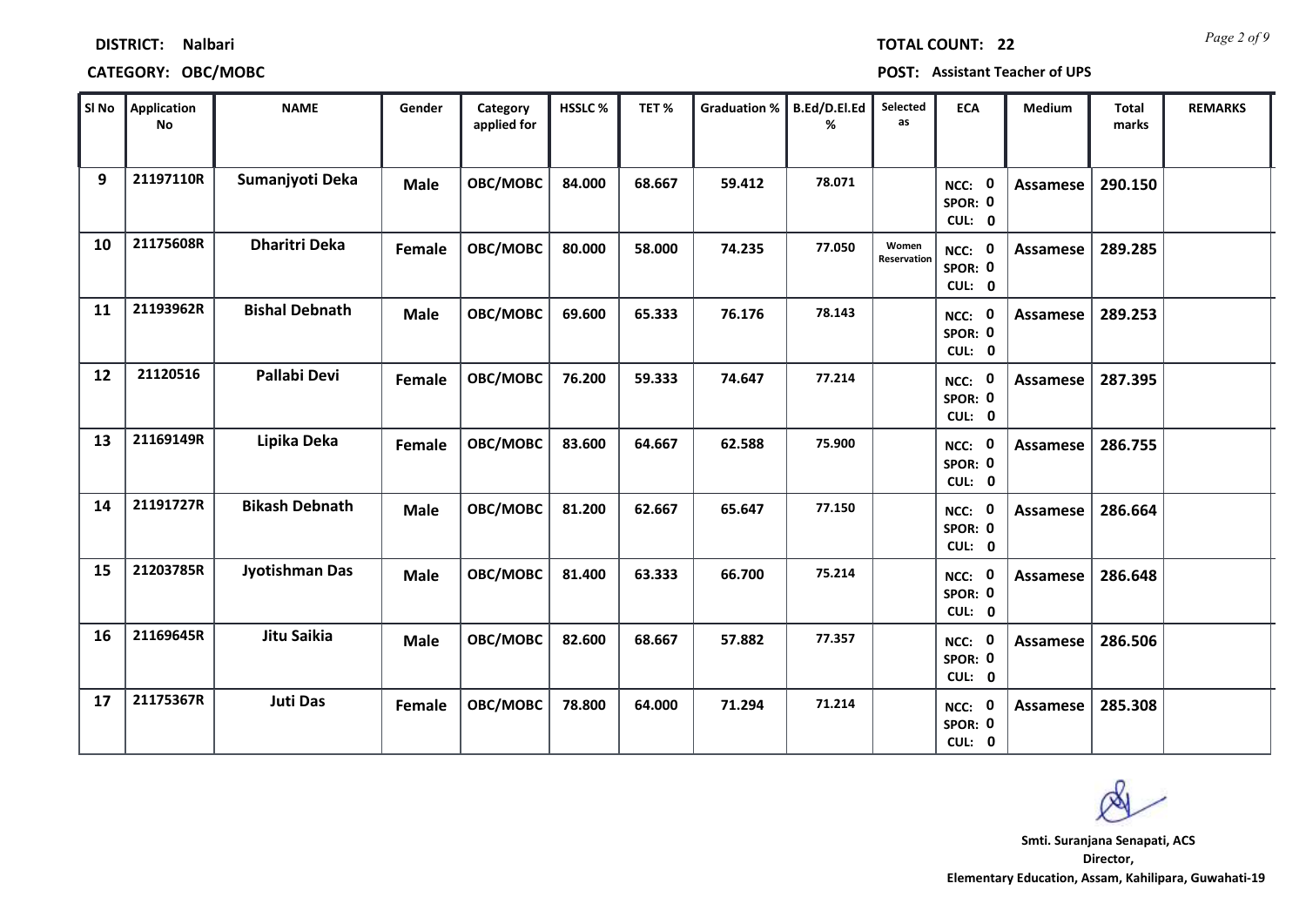**DISTRICT:** Nalbari

**TOTAL COUNT:** 22

**CATEGORY:** OBC/MOBC

**POST:** Assistant Teacher of UPS

| Sl No | Application No | NAME | Gender | Category applied for | HSSLC % | TET % | Graduation % | B.Ed/D.El.Ed % | Selected as | ECA | Medium | Total marks | REMARKS |
|---|---|---|---|---|---|---|---|---|---|---|---|---|---|
| 9 | 21197110R | Sumanjyoti Deka | Male | OBC/MOBC | 84.000 | 68.667 | 59.412 | 78.071 | | NCC: 0 SPOR: 0 CUL: 0 | Assamese | 290.150 | |
| 10 | 21175608R | Dharitri Deka | Female | OBC/MOBC | 80.000 | 58.000 | 74.235 | 77.050 | Women Reservation | NCC: 0 SPOR: 0 CUL: 0 | Assamese | 289.285 | |
| 11 | 21193962R | Bishal Debnath | Male | OBC/MOBC | 69.600 | 65.333 | 76.176 | 78.143 | | NCC: 0 SPOR: 0 CUL: 0 | Assamese | 289.253 | |
| 12 | 21120516 | Pallabi Devi | Female | OBC/MOBC | 76.200 | 59.333 | 74.647 | 77.214 | | NCC: 0 SPOR: 0 CUL: 0 | Assamese | 287.395 | |
| 13 | 21169149R | Lipika Deka | Female | OBC/MOBC | 83.600 | 64.667 | 62.588 | 75.900 | | NCC: 0 SPOR: 0 CUL: 0 | Assamese | 286.755 | |
| 14 | 21191727R | Bikash Debnath | Male | OBC/MOBC | 81.200 | 62.667 | 65.647 | 77.150 | | NCC: 0 SPOR: 0 CUL: 0 | Assamese | 286.664 | |
| 15 | 21203785R | Jyotishman Das | Male | OBC/MOBC | 81.400 | 63.333 | 66.700 | 75.214 | | NCC: 0 SPOR: 0 CUL: 0 | Assamese | 286.648 | |
| 16 | 21169645R | Jitu Saikia | Male | OBC/MOBC | 82.600 | 68.667 | 57.882 | 77.357 | | NCC: 0 SPOR: 0 CUL: 0 | Assamese | 286.506 | |
| 17 | 21175367R | Juti Das | Female | OBC/MOBC | 78.800 | 64.000 | 71.294 | 71.214 | | NCC: 0 SPOR: 0 CUL: 0 | Assamese | 285.308 | |

**Smti. Suranjana Senapati, ACS**
**Director,**
**Elementary Education, Assam, Kahilipara, Guwahati-19**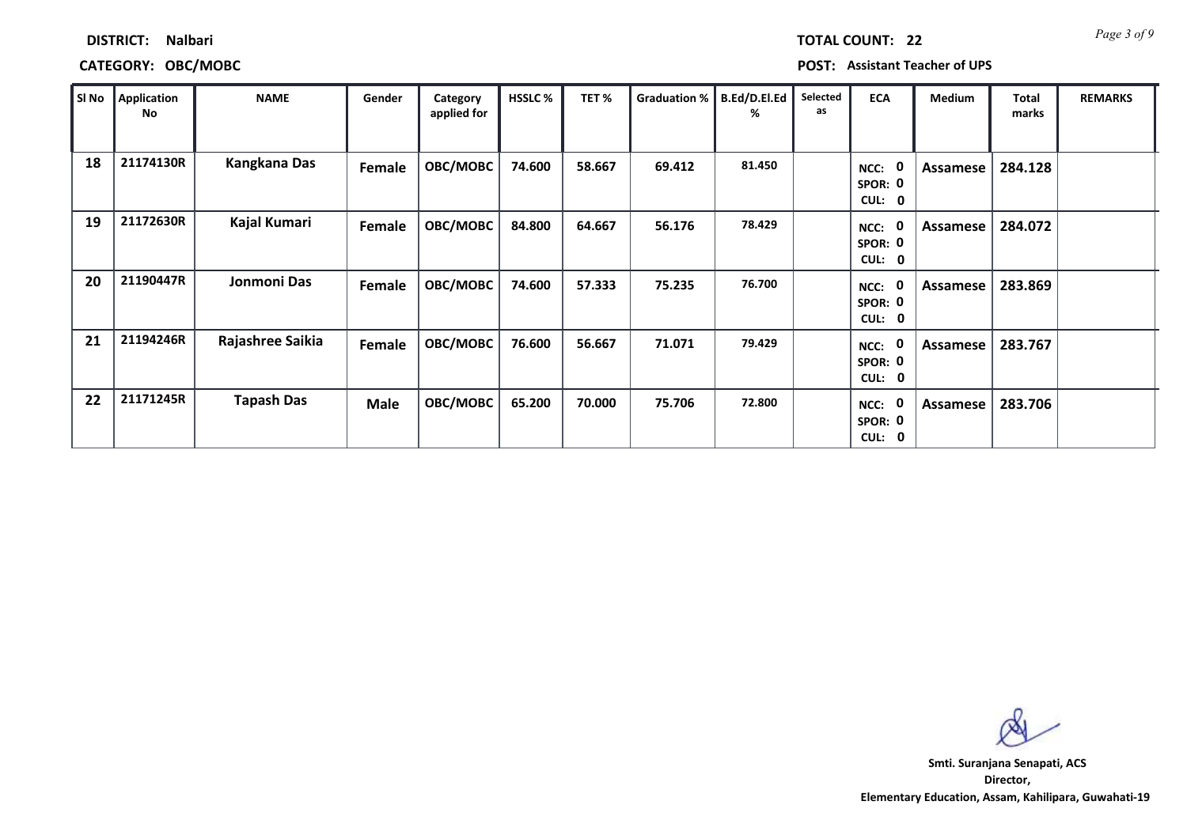**DISTRICT:** Nalbari

**TOTAL COUNT:** 22

**CATEGORY:** OBC/MOBC

**POST:** Assistant Teacher of UPS

| Sl No | Application No | NAME | Gender | Category applied for | HSSLC % | TET % | Graduation % | B.Ed/D.El.Ed % | Selected as | ECA | Medium | Total marks | REMARKS |
|---|---|---|---|---|---|---|---|---|---|---|---|---|---|
| 18 | 21174130R | Kangkana Das | Female | OBC/MOBC | 74.600 | 58.667 | 69.412 | 81.450 | | NCC: 0 SPOR: 0 CUL: 0 | Assamese | 284.128 | |
| 19 | 21172630R | Kajal Kumari | Female | OBC/MOBC | 84.800 | 64.667 | 56.176 | 78.429 | | NCC: 0 SPOR: 0 CUL: 0 | Assamese | 284.072 | |
| 20 | 21190447R | Jonmoni Das | Female | OBC/MOBC | 74.600 | 57.333 | 75.235 | 76.700 | | NCC: 0 SPOR: 0 CUL: 0 | Assamese | 283.869 | |
| 21 | 21194246R | Rajashree Saikia | Female | OBC/MOBC | 76.600 | 56.667 | 71.071 | 79.429 | | NCC: 0 SPOR: 0 CUL: 0 | Assamese | 283.767 | |
| 22 | 21171245R | Tapash Das | Male | OBC/MOBC | 65.200 | 70.000 | 75.706 | 72.800 | | NCC: 0 SPOR: 0 CUL: 0 | Assamese | 283.706 | |

**Smti. Suranjana Senapati, ACS**
**Director,**
**Elementary Education, Assam, Kahilipara, Guwahati-19**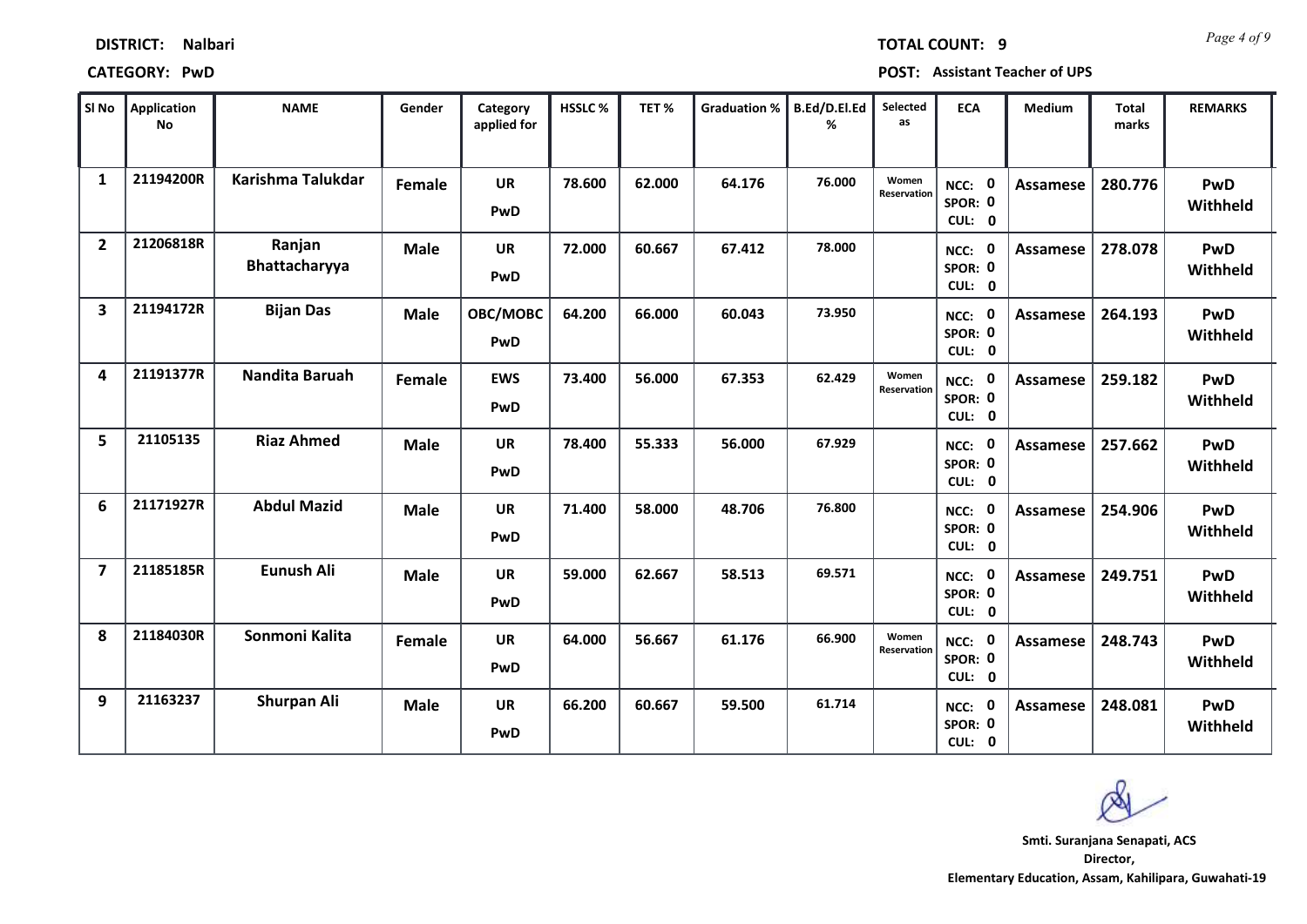**DISTRICT:** Nalbari

**CATEGORY:** PwD

**TOTAL COUNT:** 9

**POST:** Assistant Teacher of UPS

| Sl No | Application No | NAME | Gender | Category applied for | HSSLC % | TET % | Graduation % | B.Ed/D.El.Ed % | Selected as | ECA | Medium | Total marks | REMARKS |
|---|---|---|---|---|---|---|---|---|---|---|---|---|---|
| 1 | 21194200R | Karishma Talukdar | Female | UR PwD | 78.600 | 62.000 | 64.176 | 76.000 | Women Reservation | NCC: 0 SPOR: 0 CUL: 0 | Assamese | 280.776 | PwD Withheld |
| 2 | 21206818R | Ranjan Bhattacharyya | Male | UR PwD | 72.000 | 60.667 | 67.412 | 78.000 | | NCC: 0 SPOR: 0 CUL: 0 | Assamese | 278.078 | PwD Withheld |
| 3 | 21194172R | Bijan Das | Male | OBC/MOBC PwD | 64.200 | 66.000 | 60.043 | 73.950 | | NCC: 0 SPOR: 0 CUL: 0 | Assamese | 264.193 | PwD Withheld |
| 4 | 21191377R | Nandita Baruah | Female | EWS PwD | 73.400 | 56.000 | 67.353 | 62.429 | Women Reservation | NCC: 0 SPOR: 0 CUL: 0 | Assamese | 259.182 | PwD Withheld |
| 5 | 21105135 | Riaz Ahmed | Male | UR PwD | 78.400 | 55.333 | 56.000 | 67.929 | | NCC: 0 SPOR: 0 CUL: 0 | Assamese | 257.662 | PwD Withheld |
| 6 | 21171927R | Abdul Mazid | Male | UR PwD | 71.400 | 58.000 | 48.706 | 76.800 | | NCC: 0 SPOR: 0 CUL: 0 | Assamese | 254.906 | PwD Withheld |
| 7 | 21185185R | Eunush Ali | Male | UR PwD | 59.000 | 62.667 | 58.513 | 69.571 | | NCC: 0 SPOR: 0 CUL: 0 | Assamese | 249.751 | PwD Withheld |
| 8 | 21184030R | Sonmoni Kalita | Female | UR PwD | 64.000 | 56.667 | 61.176 | 66.900 | Women Reservation | NCC: 0 SPOR: 0 CUL: 0 | Assamese | 248.743 | PwD Withheld |
| 9 | 21163237 | Shurpan Ali | Male | UR PwD | 66.200 | 60.667 | 59.500 | 61.714 | | NCC: 0 SPOR: 0 CUL: 0 | Assamese | 248.081 | PwD Withheld |

**Smt. Suranjana Senapati, ACS**
**Director,**
**Elementary Education, Assam, Kahilipara, Guwahati-19**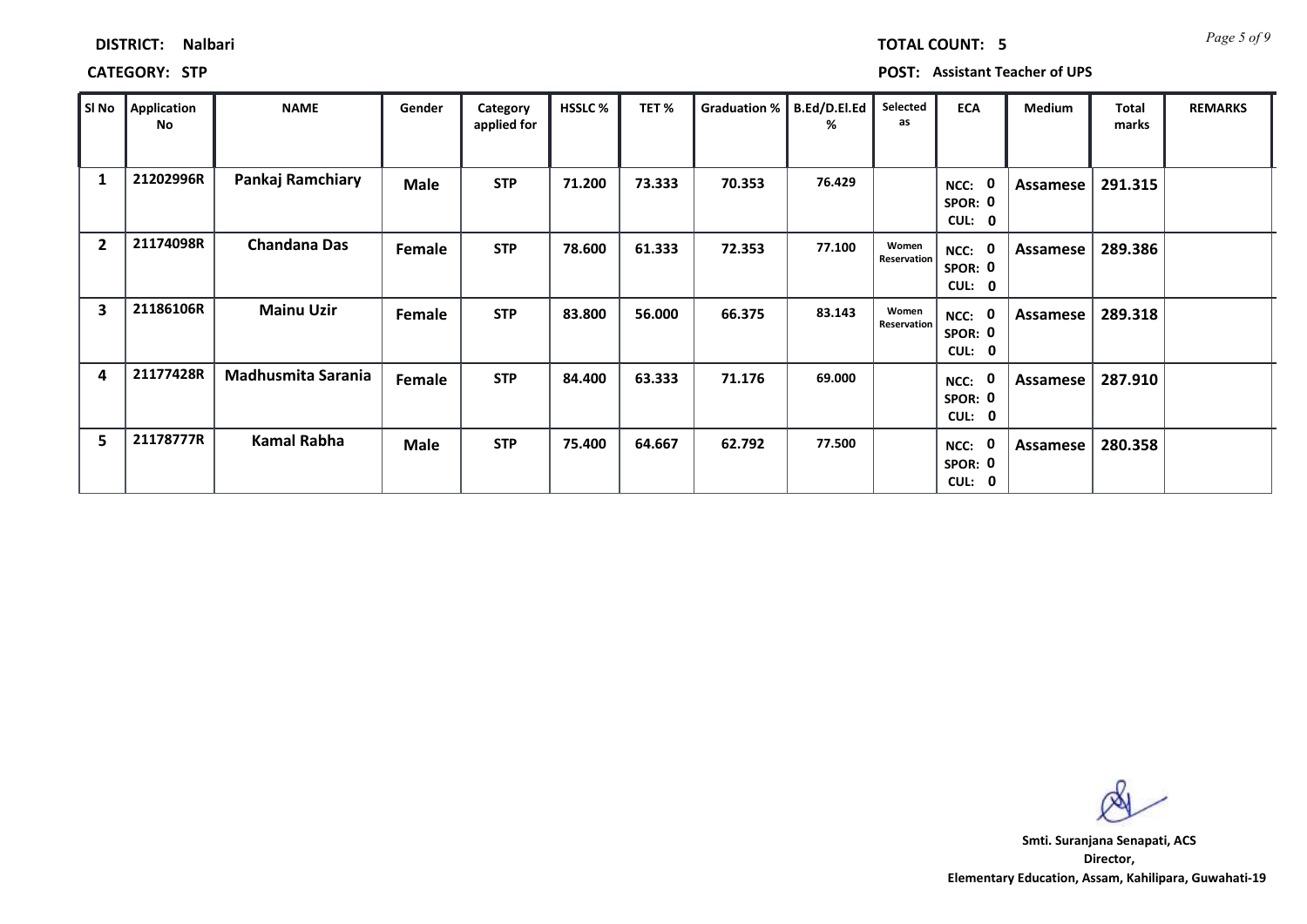**DISTRICT:** Nalbari

**TOTAL COUNT:** 5

**CATEGORY:** STP

**POST:** Assistant Teacher of UPS

| Sl No | Application No | NAME | Gender | Category applied for | HSSLC % | TET % | Graduation % | B.Ed/D.El.Ed % | Selected as | ECA | Medium | Total marks | REMARKS |
|---|---|---|---|---|---|---|---|---|---|---|---|---|---|
| 1 | 21202996R | Pankaj Ramchiary | Male | STP | 71.200 | 73.333 | 70.353 | 76.429 | | NCC: 0 SPOR: 0 CUL: 0 | Assamese | 291.315 | |
| 2 | 21174098R | Chandana Das | Female | STP | 78.600 | 61.333 | 72.353 | 77.100 | Women Reservation | NCC: 0 SPOR: 0 CUL: 0 | Assamese | 289.386 | |
| 3 | 21186106R | Mainu Uzir | Female | STP | 83.800 | 56.000 | 66.375 | 83.143 | Women Reservation | NCC: 0 SPOR: 0 CUL: 0 | Assamese | 289.318 | |
| 4 | 21177428R | Madhusmita Sarania | Female | STP | 84.400 | 63.333 | 71.176 | 69.000 | | NCC: 0 SPOR: 0 CUL: 0 | Assamese | 287.910 | |
| 5 | 21178777R | Kamal Rabha | Male | STP | 75.400 | 64.667 | 62.792 | 77.500 | | NCC: 0 SPOR: 0 CUL: 0 | Assamese | 280.358 | |

**Smti. Suranjana Senapati, ACS**
**Director,**
**Elementary Education, Assam, Kahilipara, Guwahati-19**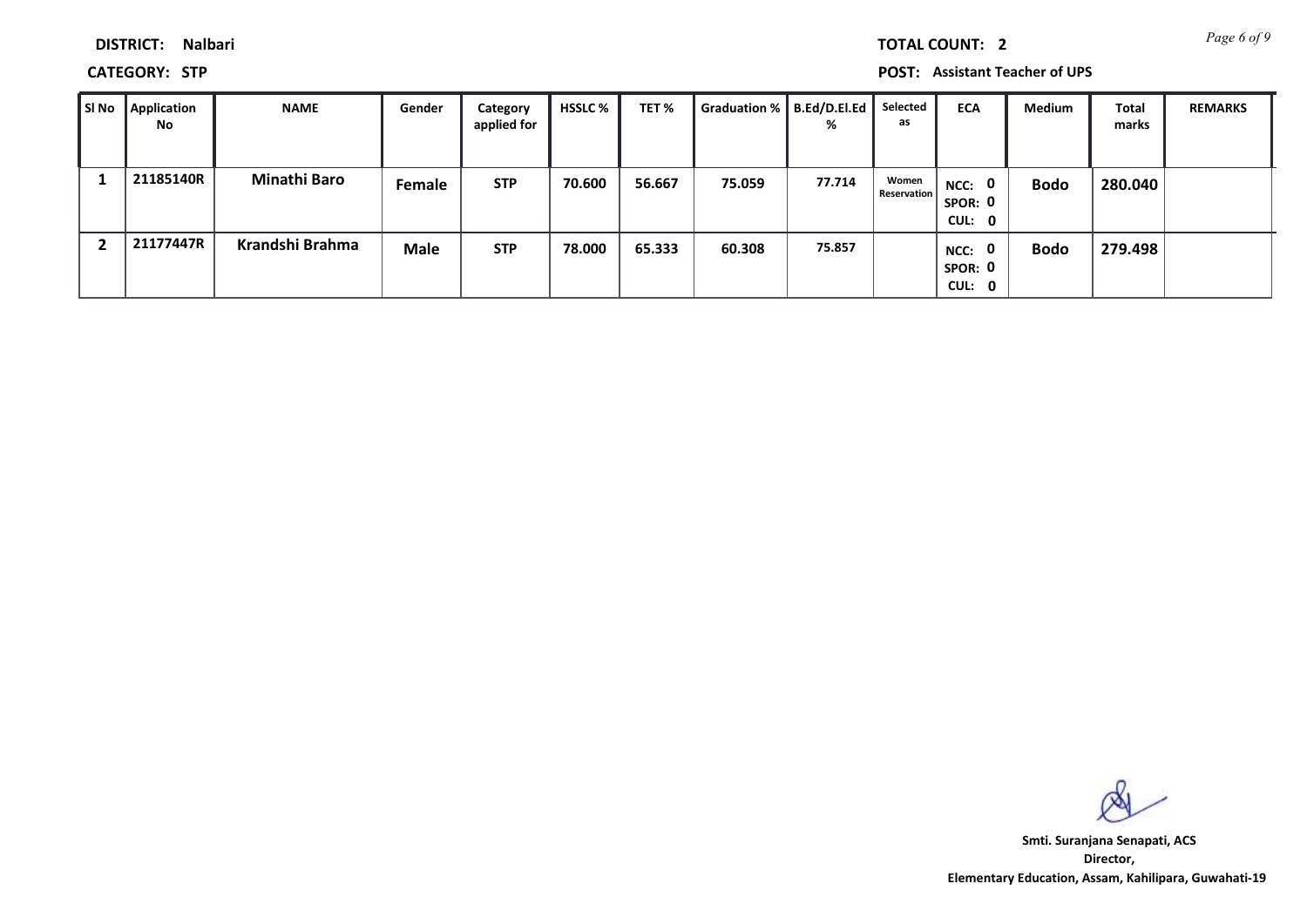**DISTRICT:** Nalbari

**TOTAL COUNT:** 2

**CATEGORY:** STP

**POST:** Assistant Teacher of UPS

| Sl No | Application No | NAME | Gender | Category applied for | HSSLC % | TET % | Graduation % | B.Ed/D.El.Ed % | Selected as | ECA | Medium | Total marks | REMARKS |
|---|---|---|---|---|---|---|---|---|---|---|---|---|---|
| 1 | 21185140R | Minathi Baro | Female | STP | 70.600 | 56.667 | 75.059 | 77.714 | Women Reservation | NCC: 0 SPOR: 0 CUL: 0 | Bodo | 280.040 | |
| 2 | 21177447R | Krandshi Brahma | Male | STP | 78.000 | 65.333 | 60.308 | 75.857 | | NCC: 0 SPOR: 0 CUL: 0 | Bodo | 279.498 | |

Smti. Suranjana Senapati, ACS
Director,
Elementary Education, Assam, Kahilipara, Guwahati-19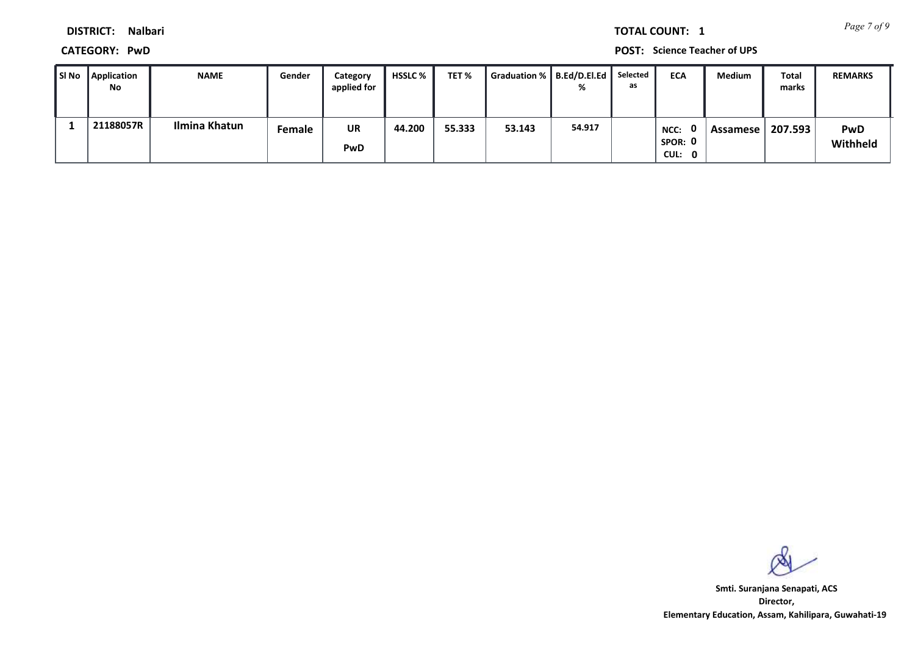**DISTRICT:** Nalbari

**CATEGORY:** PwD

**TOTAL COUNT:** 1

**POST:** Science Teacher of UPS

| Sl No | Application No | NAME | Gender | Category applied for | HSSLC % | TET % | Graduation % | B.Ed/D.El.Ed % | Selected as | ECA | Medium | Total marks | REMARKS |
|---|---|---|---|---|---|---|---|---|---|---|---|---|---|
| 1 | 21188057R | Ilmina Khatun | Female | UR PwD | 44.200 | 55.333 | 53.143 | 54.917 | | NCC: 0 SPOR: 0 CUL: 0 | Assamese | 207.593 | PwD Withheld |

**Smti. Suranjana Senapati, ACS**
**Director,**
**Elementary Education, Assam, Kahilipara, Guwahati-19**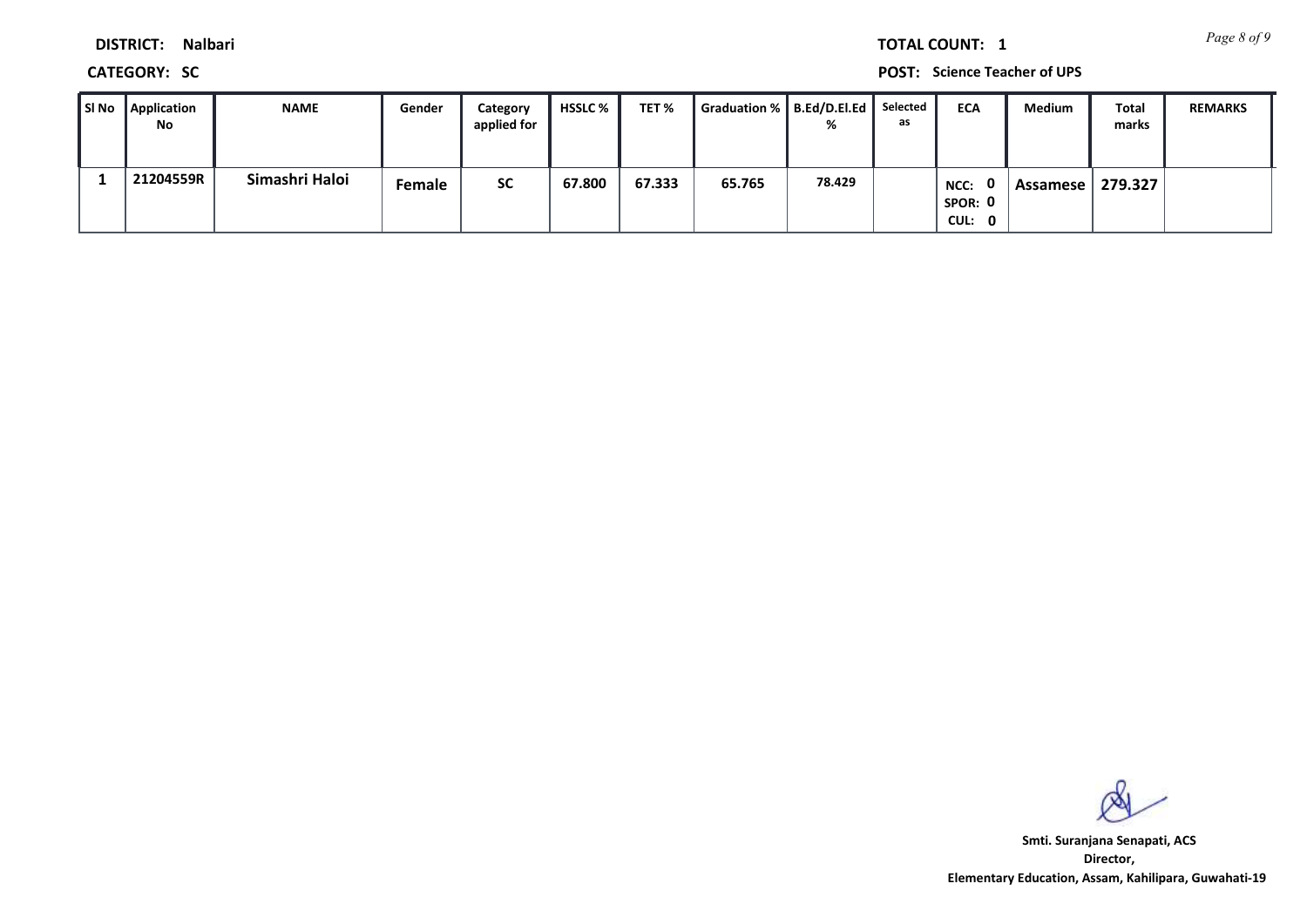**DISTRICT:** Nalbari

**TOTAL COUNT:** 1

**CATEGORY:** SC

**POST:** Science Teacher of UPS

| Sl No | Application No | NAME | Gender | Category applied for | HSSLC % | TET % | Graduation % | B.Ed/D.El.Ed % | Selected as | ECA | Medium | Total marks | REMARKS |
|---|---|---|---|---|---|---|---|---|---|---|---|---|---|
| 1 | 21204559R | Simashri Haloi | Female | SC | 67.800 | 67.333 | 65.765 | 78.429 | | NCC: 0 SPOR: 0 CUL: 0 | Assamese | 279.327 | |

**Smt. Suranjana Senapati, ACS**
**Director,**
**Elementary Education, Assam, Kahilipara, Guwahati-19**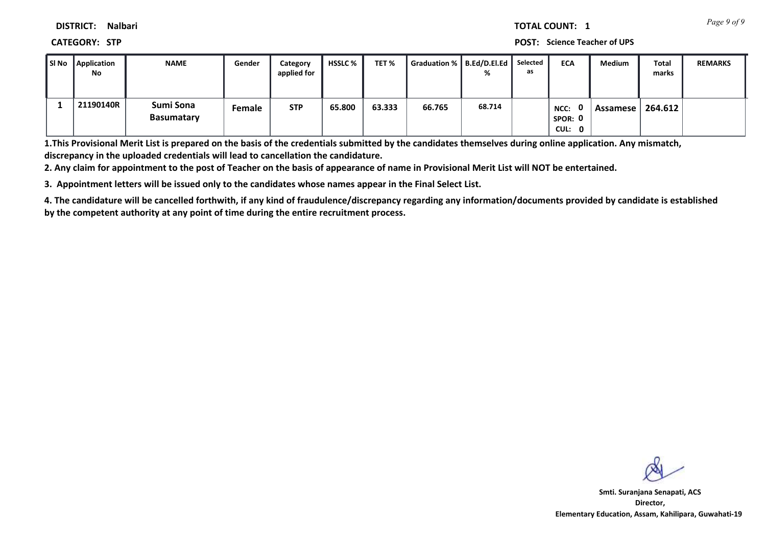**DISTRICT: Nalbari**

**TOTAL COUNT: 1**

**CATEGORY: STP**

**POST: Science Teacher of UPS**

| Sl No | Application No | NAME | Gender | Category applied for | HSSLC % | TET % | Graduation % | B.Ed/D.El.Ed % | Selected as | ECA | Medium | Total marks | REMARKS |
|---|---|---|---|---|---|---|---|---|---|---|---|---|---|
| 1 | 21190140R | Sumi Sona Basumatary | Female | STP | 65.800 | 63.333 | 66.765 | 68.714 | | NCC: 0 SPOR: 0 CUL: 0 | Assamese | 264.612 | |

**1.This Provisional Merit List is prepared on the basis of the credentials submitted by the candidates themselves during online application. Any mismatch, discrepancy in the uploaded credentials will lead to cancellation the candidature.**

**2. Any claim for appointment to the post of Teacher on the basis of appearance of name in Provisional Merit List will NOT be entertained.**

**3. Appointment letters will be issued only to the candidates whose names appear in the Final Select List.**

**4. The candidature will be cancelled forthwith, if any kind of fraudulence/discrepancy regarding any information/documents provided by candidate is established by the competent authority at any point of time during the entire recruitment process.**

**Smti. Suranjana Senapati, ACS**
**Director,**
**Elementary Education, Assam, Kahilipara, Guwahati-19**